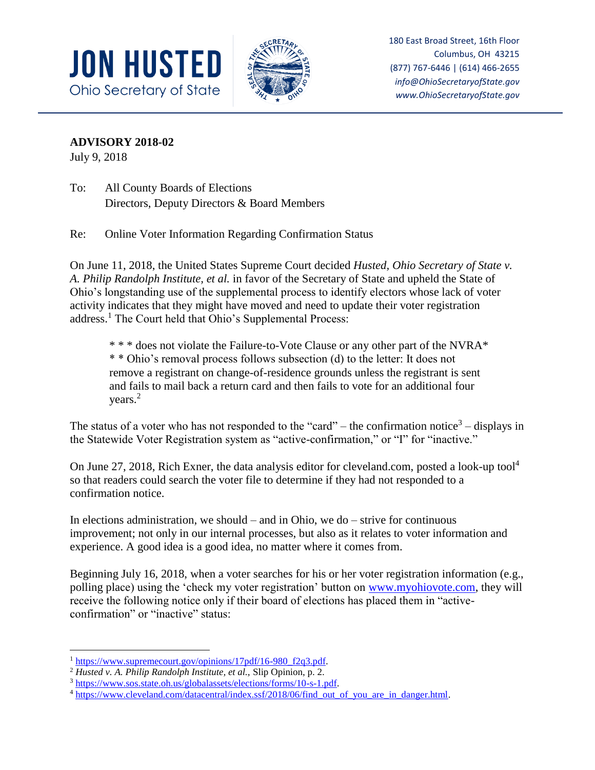**JON HUSTED**
Ohio Secretary of State

180 East Broad Street, 16th Floor
Columbus, OH 43215
(877) 767-6446 | (614) 466-2655
*info@OhioSecretaryofState.gov*
*www.OhioSecretaryofState.gov*

**ADVISORY 2018-02**
July 9, 2018

To: All County Boards of Elections
Directors, Deputy Directors & Board Members

Re: Online Voter Information Regarding Confirmation Status

On June 11, 2018, the United States Supreme Court decided *Husted, Ohio Secretary of State v. A. Philip Randolph Institute, et al.* in favor of the Secretary of State and upheld the State of Ohio's longstanding use of the supplemental process to identify electors whose lack of voter activity indicates that they might have moved and need to update their voter registration address.[1] The Court held that Ohio's Supplemental Process:

> \* \* \* does not violate the Failure-to-Vote Clause or any other part of the NVRA\* \* \* Ohio's removal process follows subsection (d) to the letter: It does not remove a registrant on change-of-residence grounds unless the registrant is sent and fails to mail back a return card and then fails to vote for an additional four years.[2]

The status of a voter who has not responded to the "card" – the confirmation notice[3] – displays in the Statewide Voter Registration system as "active-confirmation," or "I" for "inactive."

On June 27, 2018, Rich Exner, the data analysis editor for cleveland.com, posted a look-up tool[4] so that readers could search the voter file to determine if they had not responded to a confirmation notice.

In elections administration, we should – and in Ohio, we do – strive for continuous improvement; not only in our internal processes, but also as it relates to voter information and experience. A good idea is a good idea, no matter where it comes from.

Beginning July 16, 2018, when a voter searches for his or her voter registration information (e.g., polling place) using the 'check my voter registration' button on www.myohiovote.com, they will receive the following notice only if their board of elections has placed them in "active-confirmation" or "inactive" status:

---

[1] https://www.supremecourt.gov/opinions/17pdf/16-980_f2q3.pdf.
[2] *Husted v. A. Philip Randolph Institute, et al.,* Slip Opinion, p. 2.
[3] https://www.sos.state.oh.us/globalassets/elections/forms/10-s-1.pdf.
[4] https://www.cleveland.com/datacentral/index.ssf/2018/06/find_out_of_you_are_in_danger.html.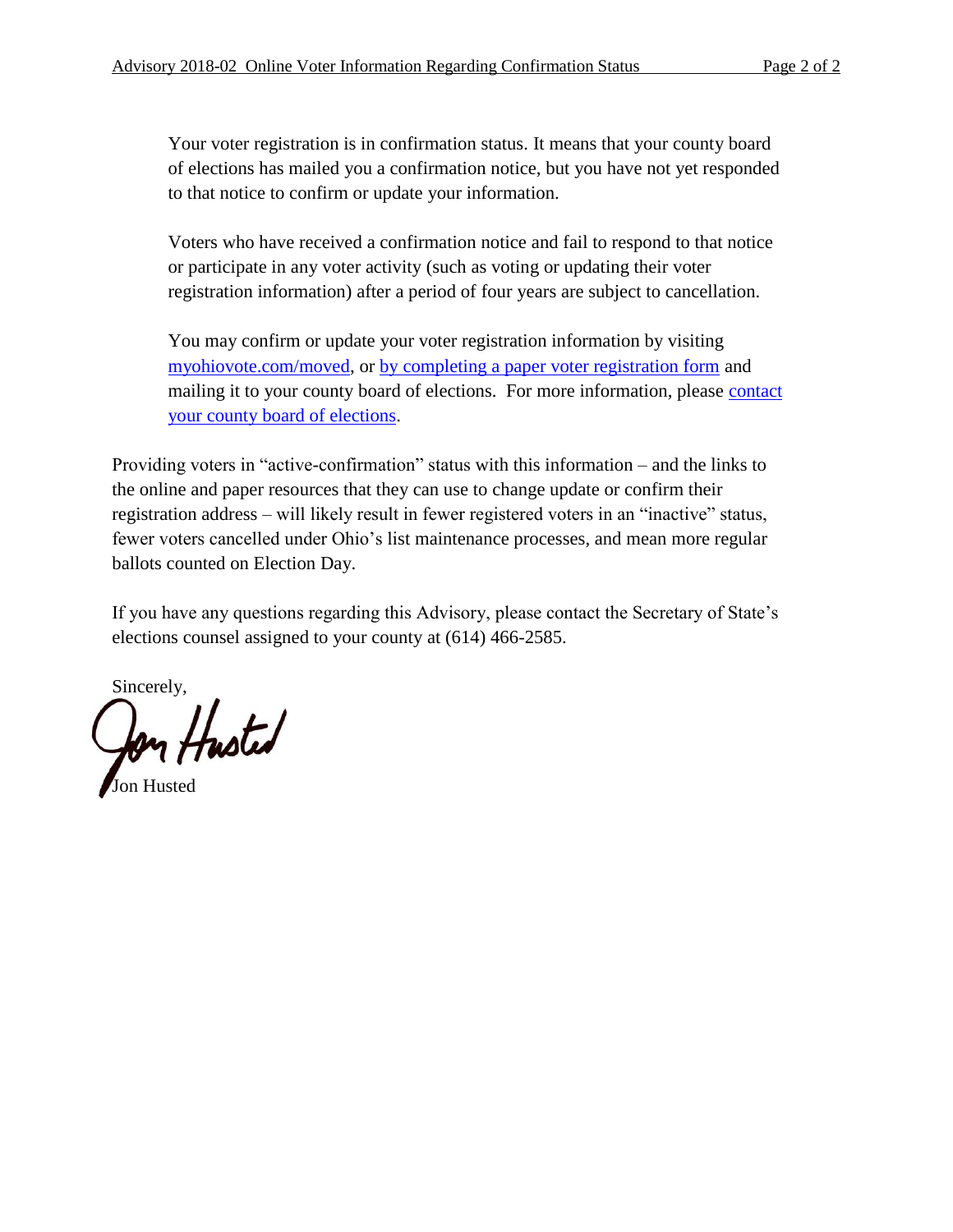> Your voter registration is in confirmation status. It means that your county board of elections has mailed you a confirmation notice, but you have not yet responded to that notice to confirm or update your information.
>
> Voters who have received a confirmation notice and fail to respond to that notice or participate in any voter activity (such as voting or updating their voter registration information) after a period of four years are subject to cancellation.
>
> You may confirm or update your voter registration information by visiting myohiovote.com/moved, or by completing a paper voter registration form and mailing it to your county board of elections. For more information, please contact your county board of elections.

Providing voters in "active-confirmation" status with this information – and the links to the online and paper resources that they can use to change update or confirm their registration address – will likely result in fewer registered voters in an "inactive" status, fewer voters cancelled under Ohio's list maintenance processes, and mean more regular ballots counted on Election Day.

If you have any questions regarding this Advisory, please contact the Secretary of State's elections counsel assigned to your county at (614) 466-2585.

Sincerely,

Jon Husted